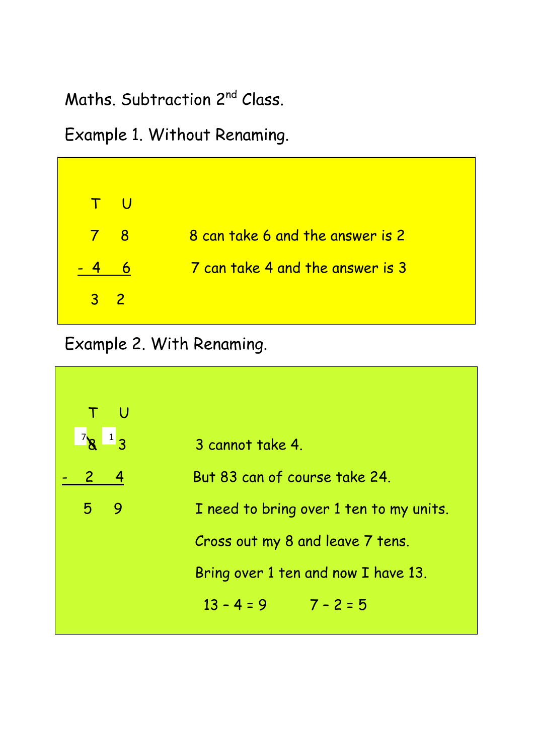# Maths. Subtraction 2nd Class.

## Example 1. Without Renaming.

```
  T   U
  7   8
- 4   6
  3   2
```

8 can take 6 and the answer is 2

7 can take 4 and the answer is 3

## Example 2. With Renaming.

```
  T   U
  ⁷8̸  ¹3
- 2   4
  5   9
```

3 cannot take 4.

But 83 can of course take 24.

I need to bring over 1 ten to my units.

Cross out my 8 and leave 7 tens.

Bring over 1 ten and now I have 13.

$13 - 4 = 9$ $7 - 2 = 5$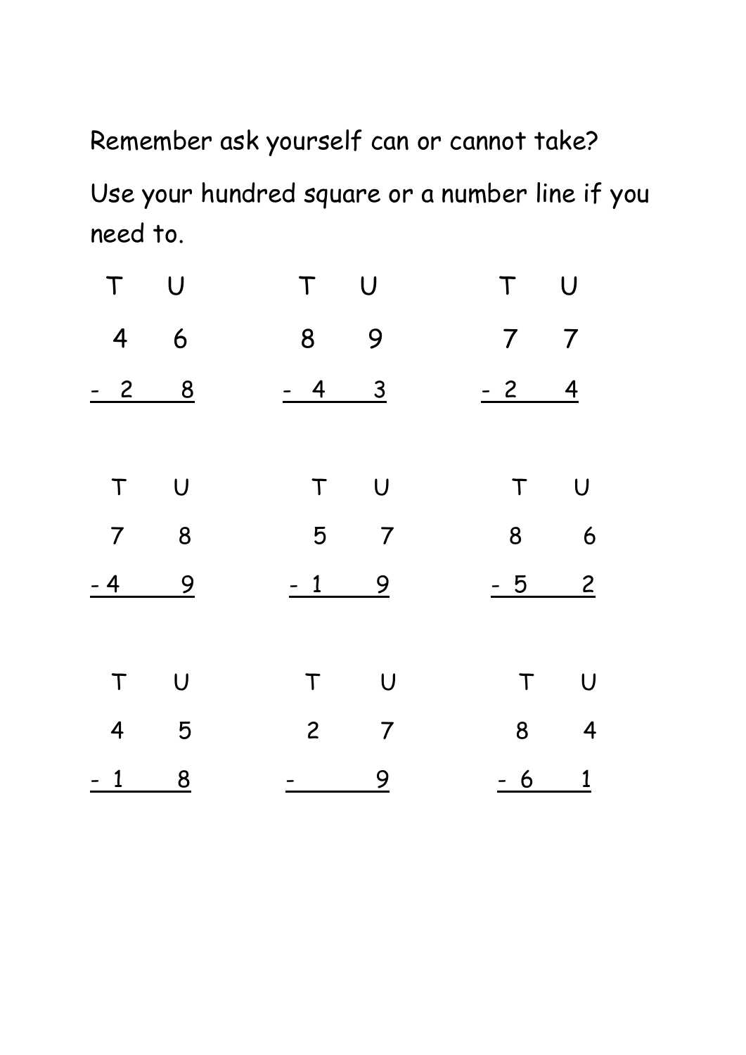Remember ask yourself can or cannot take?

Use your hundred square or a number line if you need to.

| T | U |
|---|---|
| 4 | 6 |
| - 2 | 8 |

| T | U |
|---|---|
| 8 | 9 |
| - 4 | 3 |

| T | U |
|---|---|
| 7 | 7 |
| - 2 | 4 |

| T | U |
|---|---|
| 7 | 8 |
| - 4 | 9 |

| T | U |
|---|---|
| 5 | 7 |
| - 1 | 9 |

| T | U |
|---|---|
| 8 | 6 |
| - 5 | 2 |

| T | U |
|---|---|
| 4 | 5 |
| - 1 | 8 |

| T | U |
|---|---|
| 2 | 7 |
| - | 9 |

| T | U |
|---|---|
| 8 | 4 |
| - 6 | 1 |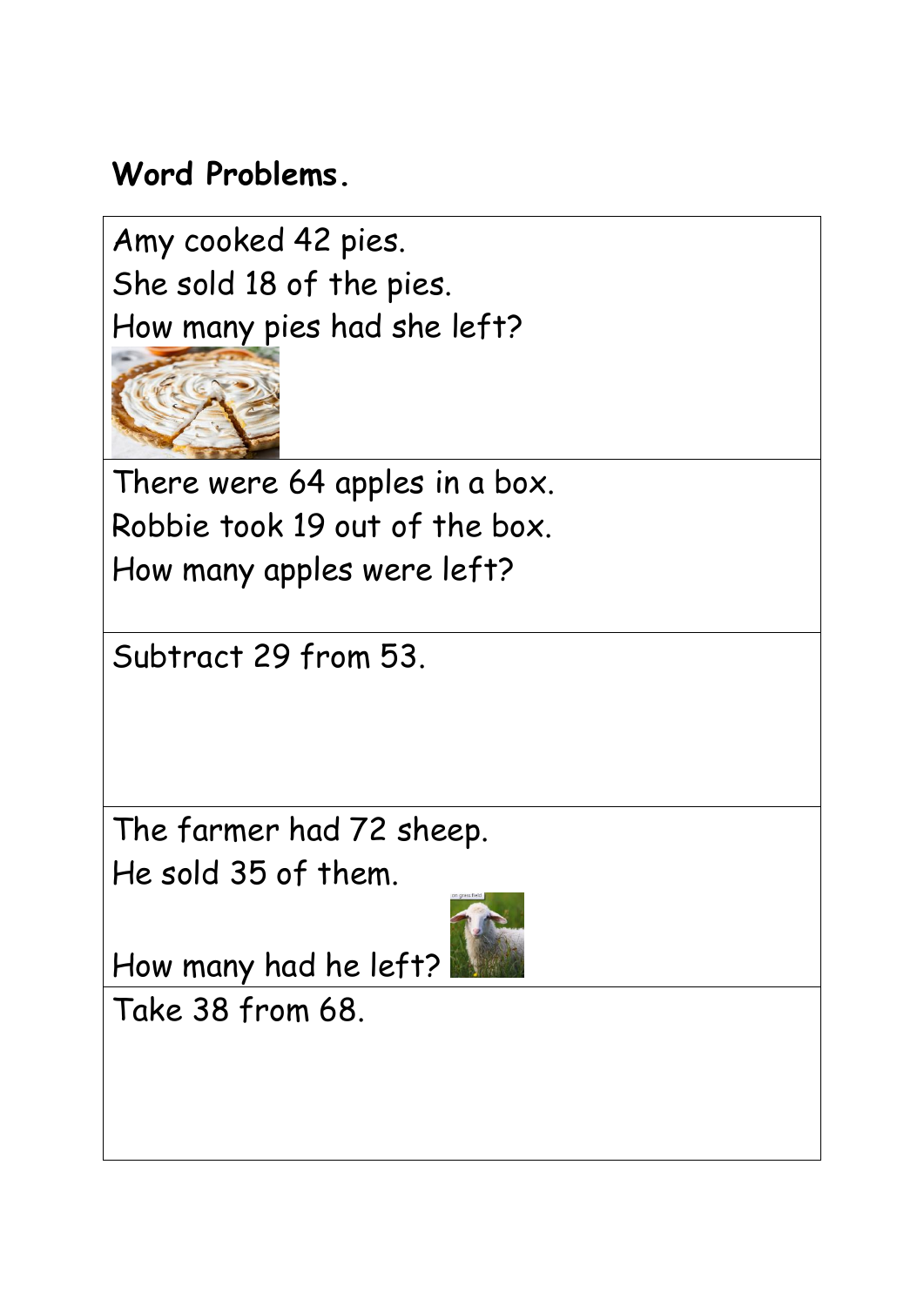**Word Problems.**

Amy cooked 42 pies.
She sold 18 of the pies.
How many pies had she left?

There were 64 apples in a box.
Robbie took 19 out of the box.
How many apples were left?

Subtract 29 from 53.

The farmer had 72 sheep.
He sold 35 of them.

How many had he left?

Take 38 from 68.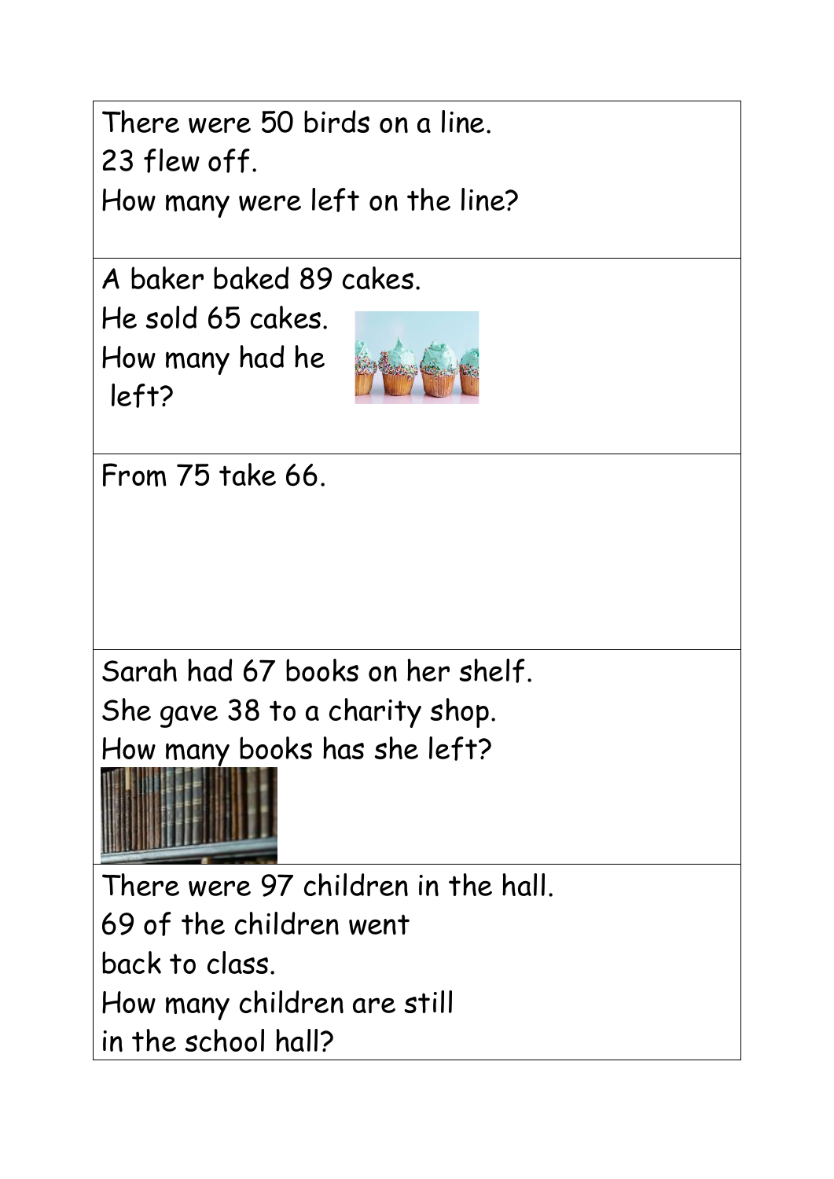| |
|---|
| There were 50 birds on a line.<br>23 flew off.<br>How many were left on the line? |
| A baker baked 89 cakes.<br>He sold 65 cakes.<br>How many had he left? |
| From 75 take 66. |
| Sarah had 67 books on her shelf.<br>She gave 38 to a charity shop.<br>How many books has she left? |
| There were 97 children in the hall.<br>69 of the children went back to class.<br>How many children are still in the school hall? |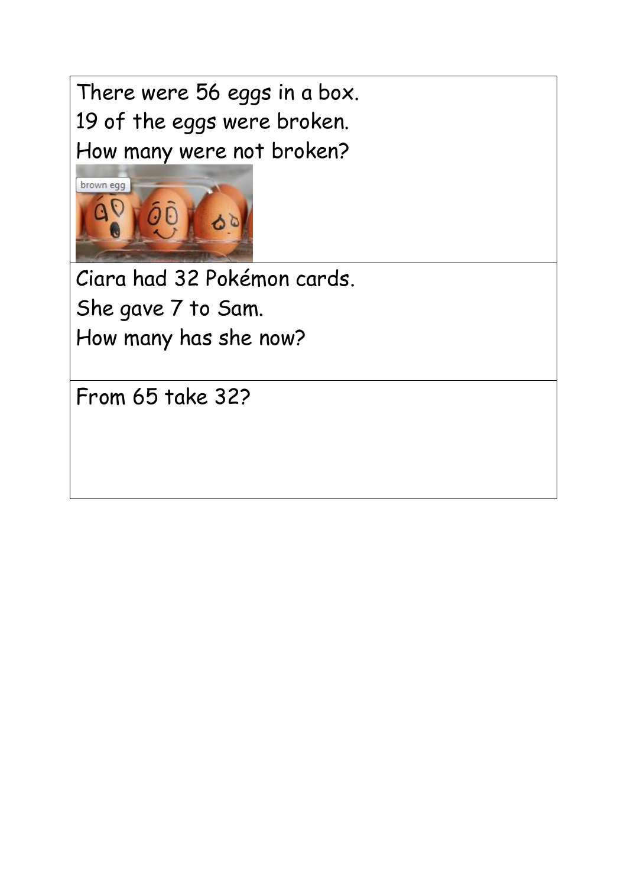There were 56 eggs in a box.
19 of the eggs were broken.
How many were not broken?

Ciara had 32 Pokémon cards.
She gave 7 to Sam.
How many has she now?

From 65 take 32?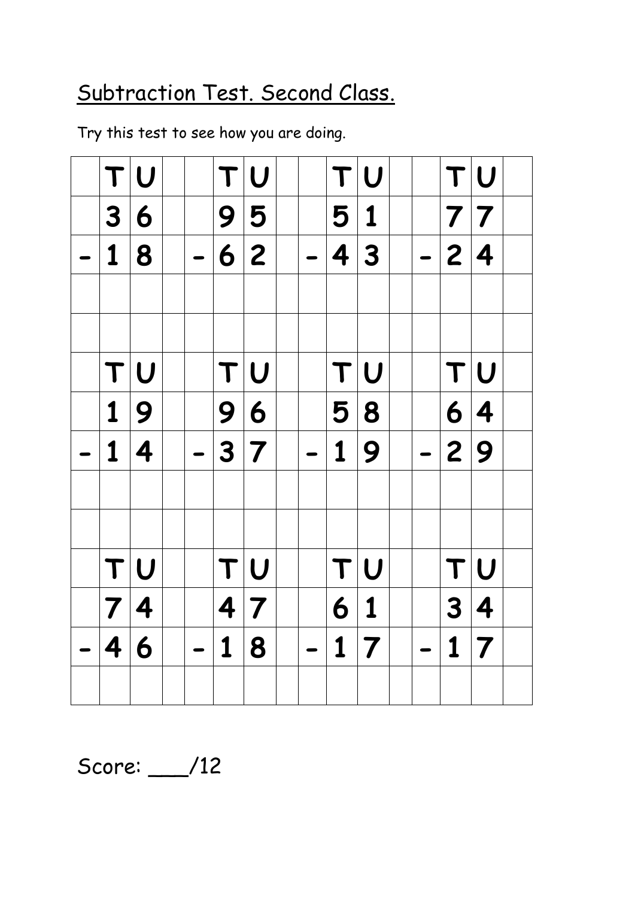Subtraction Test. Second Class.

Try this test to see how you are doing.

| | T | U | | | T | U | | | T | U | | | T | U | |
|---|---|---|---|---|---|---|---|---|---|---|---|---|---|---|---|
| | 3 | 6 | | | 9 | 5 | | | 5 | 1 | | | 7 | 7 | |
| - | 1 | 8 | | - | 6 | 2 | | - | 4 | 3 | | - | 2 | 4 | |
| | | | | | | | | | | | | | | | |
| | | | | | | | | | | | | | | | |
| | T | U | | | T | U | | | T | U | | | T | U | |
| | 1 | 9 | | | 9 | 6 | | | 5 | 8 | | | 6 | 4 | |
| - | 1 | 4 | | - | 3 | 7 | | - | 1 | 9 | | - | 2 | 9 | |
| | | | | | | | | | | | | | | | |
| | | | | | | | | | | | | | | | |
| | T | U | | | T | U | | | T | U | | | T | U | |
| | 7 | 4 | | | 4 | 7 | | | 6 | 1 | | | 3 | 4 | |
| - | 4 | 6 | | - | 1 | 8 | | - | 1 | 7 | | - | 1 | 7 | |
| | | | | | | | | | | | | | | | |

Score: ___/12